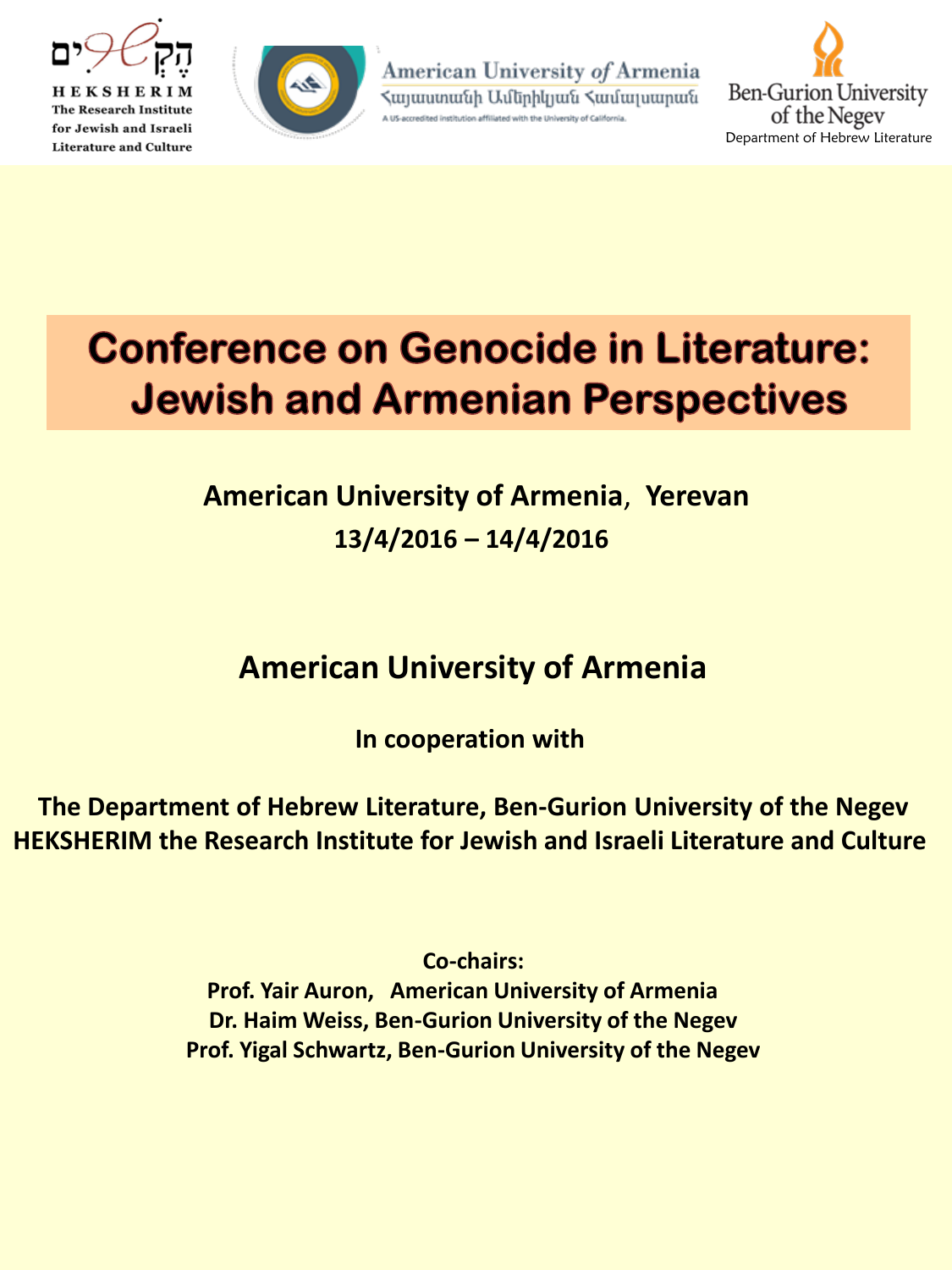הקְשֵׁרִים

HEKSHERIM
The Research Institute
for Jewish and Israeli
Literature and Culture

American University of Armenia
Հայաստանի Ամերիկյան Համալսարան
A US-accredited institution affiliated with the University of California.

Ben-Gurion University
of the Negev
Department of Hebrew Literature

# Conference on Genocide in Literature: Jewish and Armenian Perspectives

**American University of Armenia, Yerevan**
**13/4/2016 – 14/4/2016**

## American University of Armenia

**In cooperation with**

**The Department of Hebrew Literature, Ben-Gurion University of the Negev**
**HEKSHERIM the Research Institute for Jewish and Israeli Literature and Culture**

**Co-chairs:**
**Prof. Yair Auron, American University of Armenia**
**Dr. Haim Weiss, Ben-Gurion University of the Negev**
**Prof. Yigal Schwartz, Ben-Gurion University of the Negev**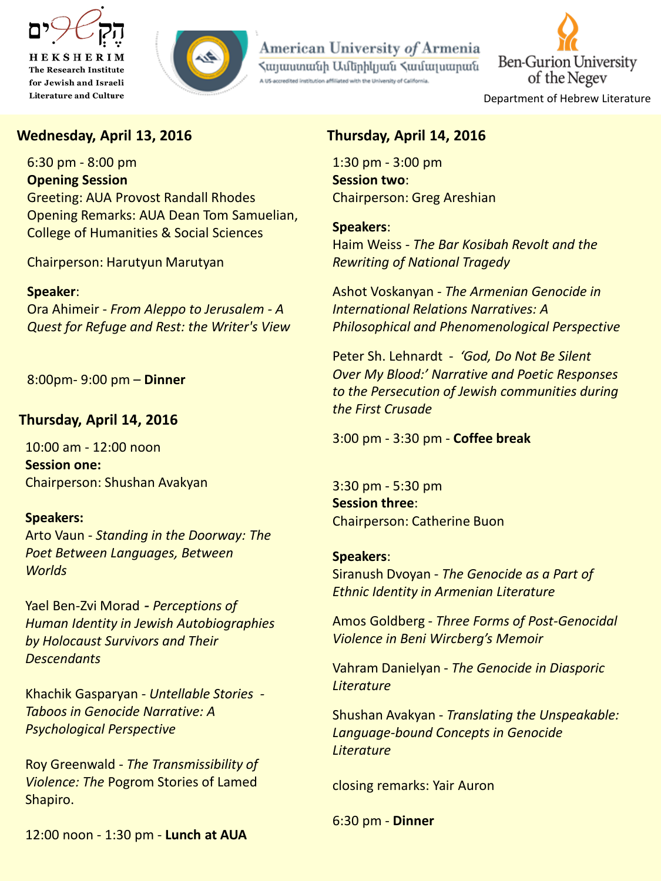הֶקְשֵׁרִים

HEKSHERIM
The Research Institute for Jewish and Israeli Literature and Culture

American University of Armenia
Հայաստանի Ամերիկյան Համալսարան
A US-accredited institution affiliated with the University of California.

Ben-Gurion University of the Negev
Department of Hebrew Literature

## Wednesday, April 13, 2016

6:30 pm - 8:00 pm
**Opening Session**
Greeting: AUA Provost Randall Rhodes
Opening Remarks: AUA Dean Tom Samuelian, College of Humanities & Social Sciences

Chairperson: Harutyun Marutyan

**Speaker**:
Ora Ahimeir - *From Aleppo to Jerusalem - A Quest for Refuge and Rest: the Writer's View*

8:00pm- 9:00 pm – **Dinner**

## Thursday, April 14, 2016

10:00 am - 12:00 noon
**Session one:**
Chairperson: Shushan Avakyan

**Speakers:**
Arto Vaun - *Standing in the Doorway: The Poet Between Languages, Between Worlds*

Yael Ben-Zvi Morad - *Perceptions of Human Identity in Jewish Autobiographies by Holocaust Survivors and Their Descendants*

Khachik Gasparyan - *Untellable Stories - Taboos in Genocide Narrative: A Psychological Perspective*

Roy Greenwald - *The Transmissibility of Violence: The* Pogrom Stories of Lamed Shapiro.

12:00 noon - 1:30 pm - **Lunch at AUA**

## Thursday, April 14, 2016

1:30 pm - 3:00 pm
**Session two**:
Chairperson: Greg Areshian

**Speakers**:
Haim Weiss - *The Bar Kosibah Revolt and the Rewriting of National Tragedy*

Ashot Voskanyan - *The Armenian Genocide in International Relations Narratives: A Philosophical and Phenomenological Perspective*

Peter Sh. Lehnardt - *'God, Do Not Be Silent Over My Blood:' Narrative and Poetic Responses to the Persecution of Jewish communities during the First Crusade*

3:00 pm - 3:30 pm - **Coffee break**

3:30 pm - 5:30 pm
**Session three**:
Chairperson: Catherine Buon

**Speakers**:
Siranush Dvoyan - *The Genocide as a Part of Ethnic Identity in Armenian Literature*

Amos Goldberg - *Three Forms of Post-Genocidal Violence in Beni Wircberg's Memoir*

Vahram Danielyan - *The Genocide in Diasporic Literature*

Shushan Avakyan - *Translating the Unspeakable: Language-bound Concepts in Genocide Literature*

closing remarks: Yair Auron

6:30 pm - **Dinner**